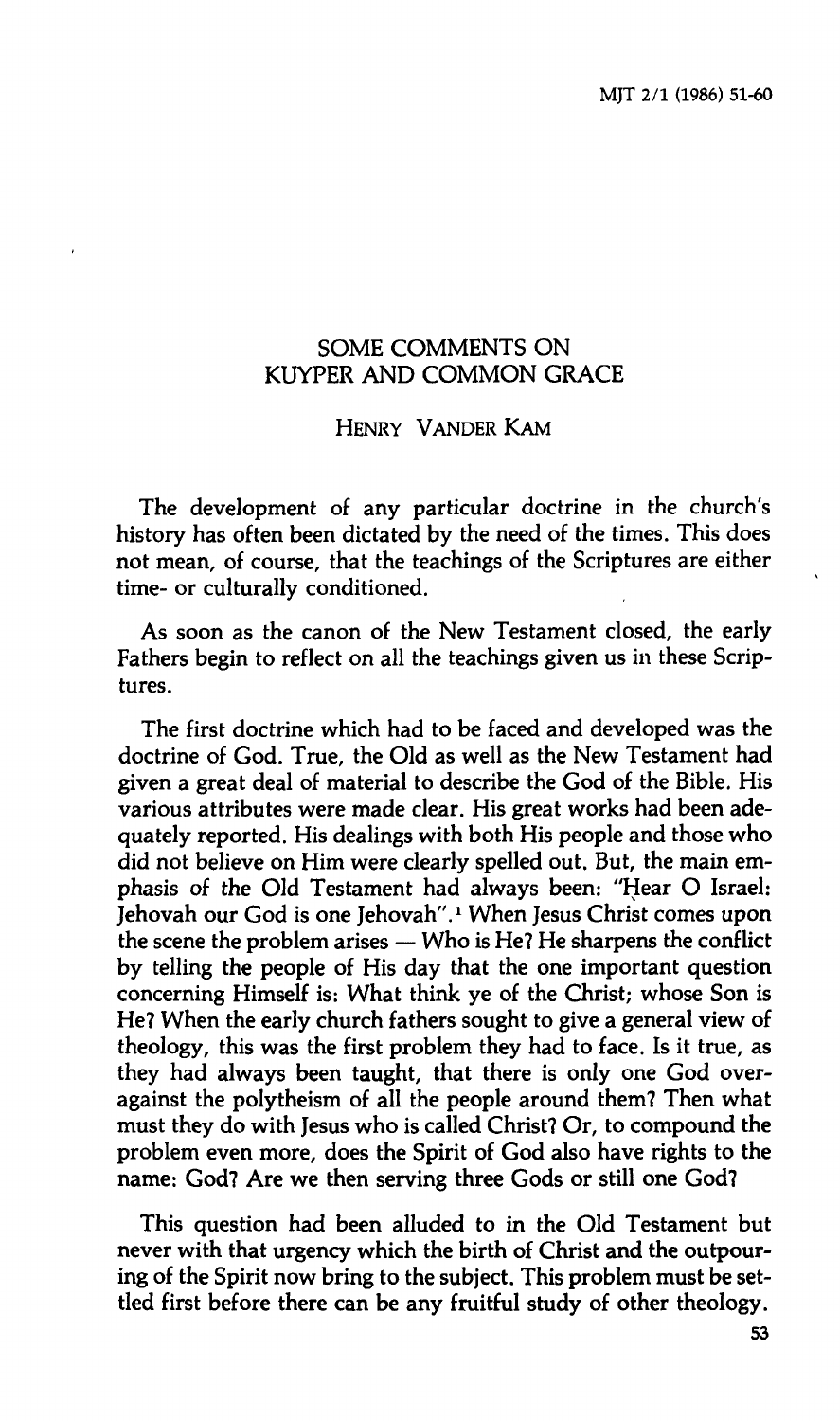# SOME COMMENTS ON KUYPER AND COMMON GRACE

HENRY VANDER KAM

The development of any particular doctrine in the church's history has often been dictated by the need of the times. This does not mean, of course, that the teachings of the Scriptures are either time- or culturally conditioned.

As soon as the canon of the New Testament closed, the early Fathers begin to reflect on all the teachings given us in these Scriptures.

The first doctrine which had to be faced and developed was the doctrine of God. True, the Old as well as the New Testament had given a great deal of material to describe the God of the Bible. His various attributes were made clear. His great works had been adequately reported. His dealings with both His people and those who did not believe on Him were clearly spelled out. But, the main emphasis of the Old Testament had always been: "Hear O Israel: Jehovah our God is one Jehovah".[1] When Jesus Christ comes upon the scene the problem arises — Who is He? He sharpens the conflict by telling the people of His day that the one important question concerning Himself is: What think ye of the Christ; whose Son is He? When the early church fathers sought to give a general view of theology, this was the first problem they had to face. Is it true, as they had always been taught, that there is only one God overagainst the polytheism of all the people around them? Then what must they do with Jesus who is called Christ? Or, to compound the problem even more, does the Spirit of God also have rights to the name: God? Are we then serving three Gods or still one God?

This question had been alluded to in the Old Testament but never with that urgency which the birth of Christ and the outpouring of the Spirit now bring to the subject. This problem must be settled first before there can be any fruitful study of other theology.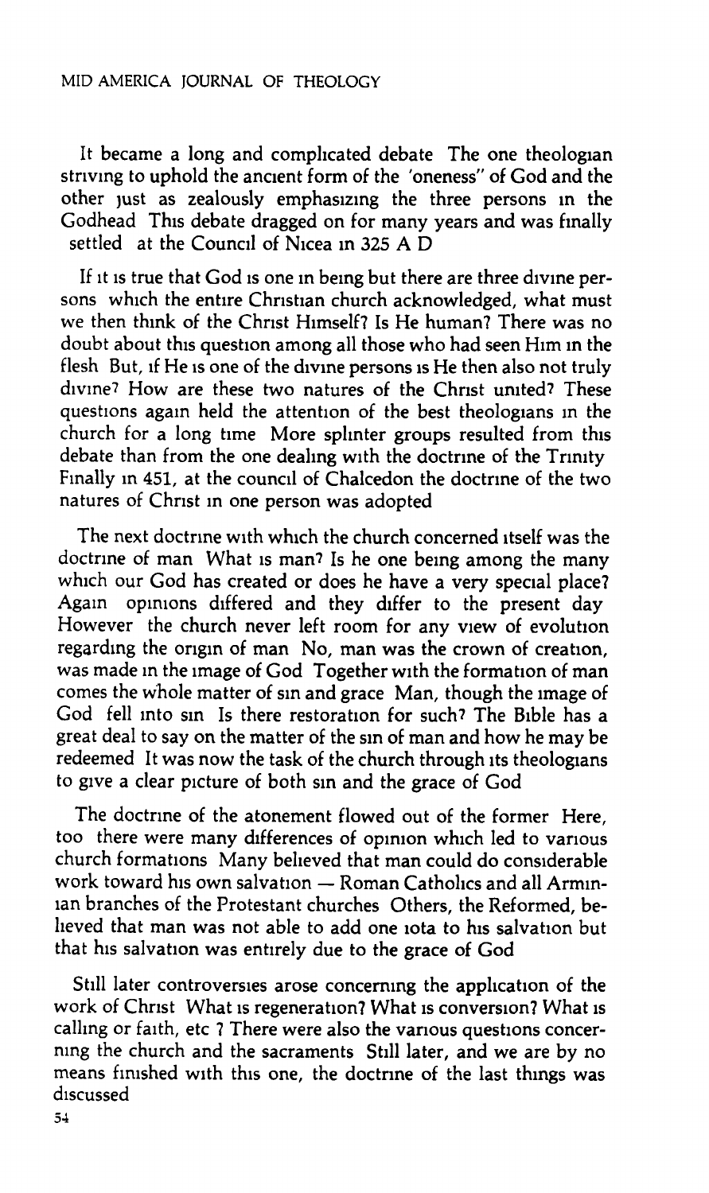It became a long and complicated debate The one theologian striving to uphold the ancient form of the 'oneness" of God and the other just as zealously emphasizing the three persons in the Godhead This debate dragged on for many years and was finally settled at the Council of Nicea in 325 A D

If it is true that God is one in being but there are three divine persons which the entire Christian church acknowledged, what must we then think of the Christ Himself? Is He human? There was no doubt about this question among all those who had seen Him in the flesh But, if He is one of the divine persons is He then also not truly divine? How are these two natures of the Christ united? These questions again held the attention of the best theologians in the church for a long time More splinter groups resulted from this debate than from the one dealing with the doctrine of the Trinity Finally in 451, at the council of Chalcedon the doctrine of the two natures of Christ in one person was adopted

The next doctrine with which the church concerned itself was the doctrine of man What is man? Is he one being among the many which our God has created or does he have a very special place? Again opinions differed and they differ to the present day However the church never left room for any view of evolution regarding the origin of man No, man was the crown of creation, was made in the image of God Together with the formation of man comes the whole matter of sin and grace Man, though the image of God fell into sin Is there restoration for such? The Bible has a great deal to say on the matter of the sin of man and how he may be redeemed It was now the task of the church through its theologians to give a clear picture of both sin and the grace of God

The doctrine of the atonement flowed out of the former Here, too there were many differences of opinion which led to various church formations Many believed that man could do considerable work toward his own salvation — Roman Catholics and all Arminian branches of the Protestant churches Others, the Reformed, believed that man was not able to add one iota to his salvation but that his salvation was entirely due to the grace of God

Still later controversies arose concerning the application of the work of Christ What is regeneration? What is conversion? What is calling or faith, etc ? There were also the various questions concerning the church and the sacraments Still later, and we are by no means finished with this one, the doctrine of the last things was discussed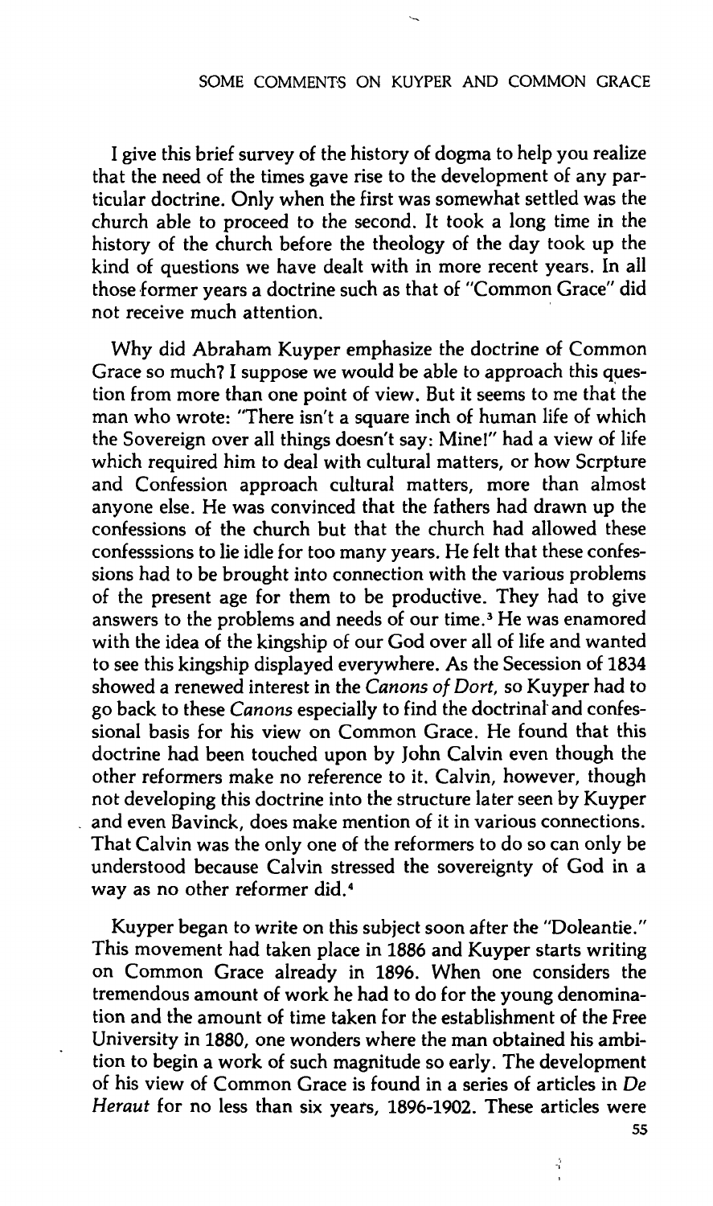I give this brief survey of the history of dogma to help you realize that the need of the times gave rise to the development of any particular doctrine. Only when the first was somewhat settled was the church able to proceed to the second. It took a long time in the history of the church before the theology of the day took up the kind of questions we have dealt with in more recent years. In all those former years a doctrine such as that of "Common Grace" did not receive much attention.

Why did Abraham Kuyper emphasize the doctrine of Common Grace so much? I suppose we would be able to approach this question from more than one point of view. But it seems to me that the man who wrote: "There isn't a square inch of human life of which the Sovereign over all things doesn't say: Mine!" had a view of life which required him to deal with cultural matters, or how Scrpture and Confession approach cultural matters, more than almost anyone else. He was convinced that the fathers had drawn up the confessions of the church but that the church had allowed these confesssions to lie idle for too many years. He felt that these confessions had to be brought into connection with the various problems of the present age for them to be productive. They had to give answers to the problems and needs of our time.[3] He was enamored with the idea of the kingship of our God over all of life and wanted to see this kingship displayed everywhere. As the Secession of 1834 showed a renewed interest in the *Canons of Dort*, so Kuyper had to go back to these *Canons* especially to find the doctrinal and confessional basis for his view on Common Grace. He found that this doctrine had been touched upon by John Calvin even though the other reformers make no reference to it. Calvin, however, though not developing this doctrine into the structure later seen by Kuyper and even Bavinck, does make mention of it in various connections. That Calvin was the only one of the reformers to do so can only be understood because Calvin stressed the sovereignty of God in a way as no other reformer did.[4]

Kuyper began to write on this subject soon after the "Doleantie." This movement had taken place in 1886 and Kuyper starts writing on Common Grace already in 1896. When one considers the tremendous amount of work he had to do for the young denomination and the amount of time taken for the establishment of the Free University in 1880, one wonders where the man obtained his ambition to begin a work of such magnitude so early. The development of his view of Common Grace is found in a series of articles in *De Heraut* for no less than six years, 1896-1902. These articles were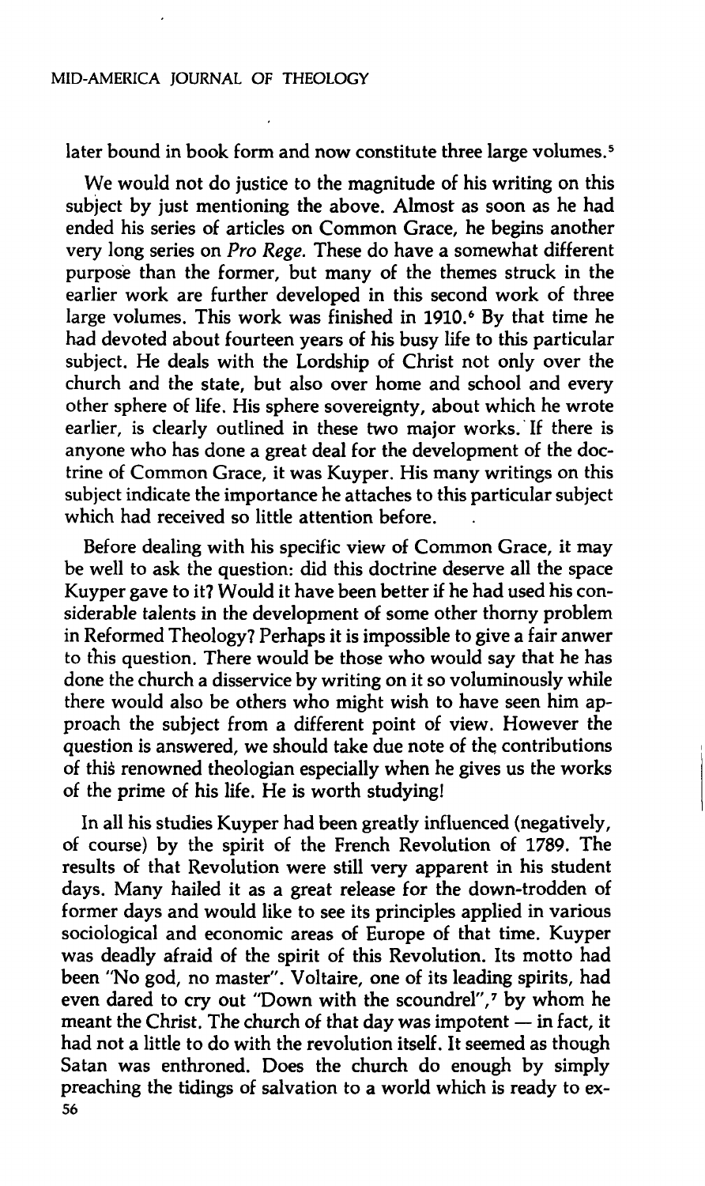later bound in book form and now constitute three large volumes.[5]

We would not do justice to the magnitude of his writing on this subject by just mentioning the above. Almost as soon as he had ended his series of articles on Common Grace, he begins another very long series on *Pro Rege*. These do have a somewhat different purpose than the former, but many of the themes struck in the earlier work are further developed in this second work of three large volumes. This work was finished in 1910.[6] By that time he had devoted about fourteen years of his busy life to this particular subject. He deals with the Lordship of Christ not only over the church and the state, but also over home and school and every other sphere of life. His sphere sovereignty, about which he wrote earlier, is clearly outlined in these two major works. If there is anyone who has done a great deal for the development of the doctrine of Common Grace, it was Kuyper. His many writings on this subject indicate the importance he attaches to this particular subject which had received so little attention before.

Before dealing with his specific view of Common Grace, it may be well to ask the question: did this doctrine deserve all the space Kuyper gave to it? Would it have been better if he had used his considerable talents in the development of some other thorny problem in Reformed Theology? Perhaps it is impossible to give a fair anwer to this question. There would be those who would say that he has done the church a disservice by writing on it so voluminously while there would also be others who might wish to have seen him approach the subject from a different point of view. However the question is answered, we should take due note of the contributions of this renowned theologian especially when he gives us the works of the prime of his life. He is worth studying!

In all his studies Kuyper had been greatly influenced (negatively, of course) by the spirit of the French Revolution of 1789. The results of that Revolution were still very apparent in his student days. Many hailed it as a great release for the down-trodden of former days and would like to see its principles applied in various sociological and economic areas of Europe of that time. Kuyper was deadly afraid of the spirit of this Revolution. Its motto had been "No god, no master". Voltaire, one of its leading spirits, had even dared to cry out "Down with the scoundrel",[7] by whom he meant the Christ. The church of that day was impotent — in fact, it had not a little to do with the revolution itself. It seemed as though Satan was enthroned. Does the church do enough by simply preaching the tidings of salvation to a world which is ready to ex-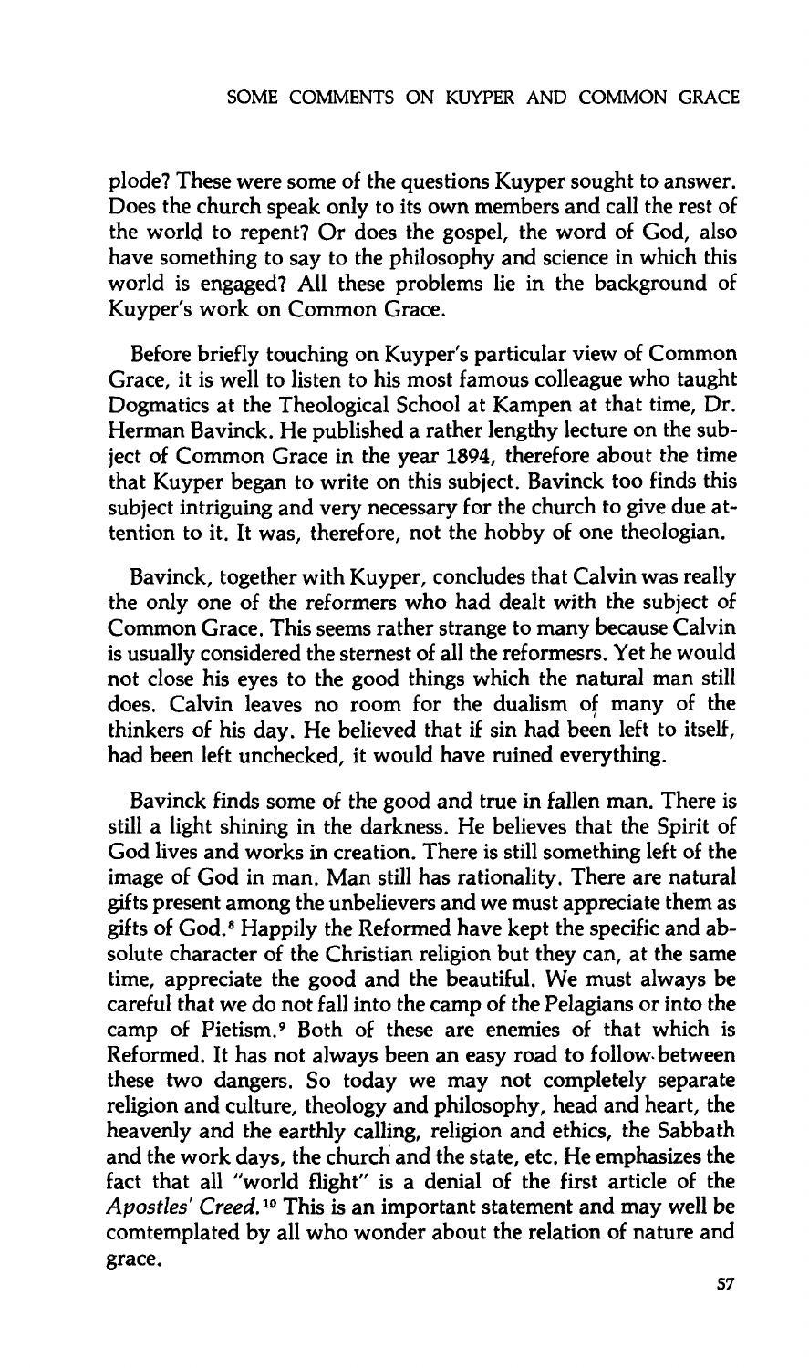plode? These were some of the questions Kuyper sought to answer. Does the church speak only to its own members and call the rest of the world to repent? Or does the gospel, the word of God, also have something to say to the philosophy and science in which this world is engaged? All these problems lie in the background of Kuyper's work on Common Grace.

Before briefly touching on Kuyper's particular view of Common Grace, it is well to listen to his most famous colleague who taught Dogmatics at the Theological School at Kampen at that time, Dr. Herman Bavinck. He published a rather lengthy lecture on the subject of Common Grace in the year 1894, therefore about the time that Kuyper began to write on this subject. Bavinck too finds this subject intriguing and very necessary for the church to give due attention to it. It was, therefore, not the hobby of one theologian.

Bavinck, together with Kuyper, concludes that Calvin was really the only one of the reformers who had dealt with the subject of Common Grace. This seems rather strange to many because Calvin is usually considered the sternest of all the reformesrs. Yet he would not close his eyes to the good things which the natural man still does. Calvin leaves no room for the dualism of many of the thinkers of his day. He believed that if sin had been left to itself, had been left unchecked, it would have ruined everything.

Bavinck finds some of the good and true in fallen man. There is still a light shining in the darkness. He believes that the Spirit of God lives and works in creation. There is still something left of the image of God in man. Man still has rationality. There are natural gifts present among the unbelievers and we must appreciate them as gifts of God.[8] Happily the Reformed have kept the specific and absolute character of the Christian religion but they can, at the same time, appreciate the good and the beautiful. We must always be careful that we do not fall into the camp of the Pelagians or into the camp of Pietism.[9] Both of these are enemies of that which is Reformed. It has not always been an easy road to follow between these two dangers. So today we may not completely separate religion and culture, theology and philosophy, head and heart, the heavenly and the earthly calling, religion and ethics, the Sabbath and the work days, the church and the state, etc. He emphasizes the fact that all "world flight" is a denial of the first article of the *Apostles' Creed.*[10] This is an important statement and may well be comtemplated by all who wonder about the relation of nature and grace.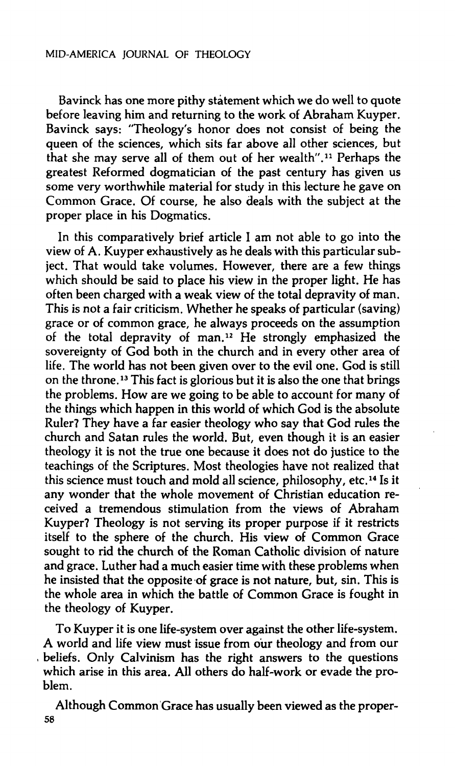Bavinck has one more pithy statement which we do well to quote before leaving him and returning to the work of Abraham Kuyper. Bavinck says: "Theology's honor does not consist of being the queen of the sciences, which sits far above all other sciences, but that she may serve all of them out of her wealth".[11] Perhaps the greatest Reformed dogmatician of the past century has given us some very worthwhile material for study in this lecture he gave on Common Grace. Of course, he also deals with the subject at the proper place in his Dogmatics.

In this comparatively brief article I am not able to go into the view of A. Kuyper exhaustively as he deals with this particular subject. That would take volumes. However, there are a few things which should be said to place his view in the proper light. He has often been charged with a weak view of the total depravity of man. This is not a fair criticism. Whether he speaks of particular (saving) grace or of common grace, he always proceeds on the assumption of the total depravity of man.[12] He strongly emphasized the sovereignty of God both in the church and in every other area of life. The world has not been given over to the evil one. God is still on the throne.[13] This fact is glorious but it is also the one that brings the problems. How are we going to be able to account for many of the things which happen in this world of which God is the absolute Ruler? They have a far easier theology who say that God rules the church and Satan rules the world. But, even though it is an easier theology it is not the true one because it does not do justice to the teachings of the Scriptures. Most theologies have not realized that this science must touch and mold all science, philosophy, etc.[14] Is it any wonder that the whole movement of Christian education received a tremendous stimulation from the views of Abraham Kuyper? Theology is not serving its proper purpose if it restricts itself to the sphere of the church. His view of Common Grace sought to rid the church of the Roman Catholic division of nature and grace. Luther had a much easier time with these problems when he insisted that the opposite of grace is not nature, but, sin. This is the whole area in which the battle of Common Grace is fought in the theology of Kuyper.

To Kuyper it is one life-system over against the other life-system. A world and life view must issue from our theology and from our beliefs. Only Calvinism has the right answers to the questions which arise in this area. All others do half-work or evade the problem.

Although Common Grace has usually been viewed as the proper-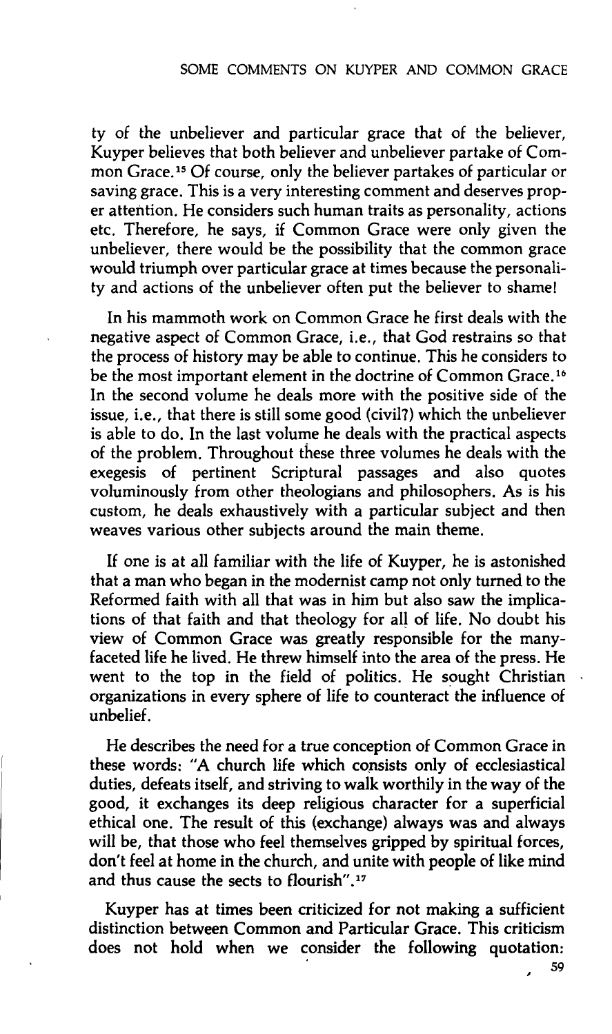ty of the unbeliever and particular grace that of the believer, Kuyper believes that both believer and unbeliever partake of Common Grace.[15] Of course, only the believer partakes of particular or saving grace. This is a very interesting comment and deserves proper attention. He considers such human traits as personality, actions etc. Therefore, he says, if Common Grace were only given the unbeliever, there would be the possibility that the common grace would triumph over particular grace at times because the personality and actions of the unbeliever often put the believer to shame!

In his mammoth work on Common Grace he first deals with the negative aspect of Common Grace, i.e., that God restrains so that the process of history may be able to continue. This he considers to be the most important element in the doctrine of Common Grace.[16] In the second volume he deals more with the positive side of the issue, i.e., that there is still some good (civil?) which the unbeliever is able to do. In the last volume he deals with the practical aspects of the problem. Throughout these three volumes he deals with the exegesis of pertinent Scriptural passages and also quotes voluminously from other theologians and philosophers. As is his custom, he deals exhaustively with a particular subject and then weaves various other subjects around the main theme.

If one is at all familiar with the life of Kuyper, he is astonished that a man who began in the modernist camp not only turned to the Reformed faith with all that was in him but also saw the implications of that faith and that theology for all of life. No doubt his view of Common Grace was greatly responsible for the many-faceted life he lived. He threw himself into the area of the press. He went to the top in the field of politics. He sought Christian organizations in every sphere of life to counteract the influence of unbelief.

He describes the need for a true conception of Common Grace in these words: "A church life which consists only of ecclesiastical duties, defeats itself, and striving to walk worthily in the way of the good, it exchanges its deep religious character for a superficial ethical one. The result of this (exchange) always was and always will be, that those who feel themselves gripped by spiritual forces, don't feel at home in the church, and unite with people of like mind and thus cause the sects to flourish".[17]

Kuyper has at times been criticized for not making a sufficient distinction between Common and Particular Grace. This criticism does not hold when we consider the following quotation: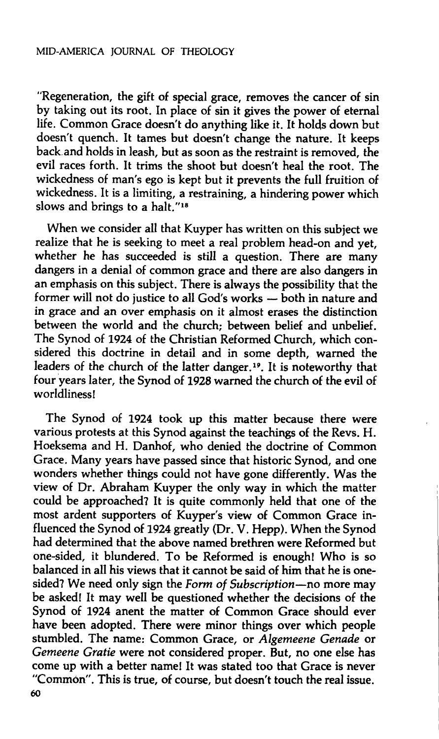"Regeneration, the gift of special grace, removes the cancer of sin by taking out its root. In place of sin it gives the power of eternal life. Common Grace doesn't do anything like it. It holds down but doesn't quench. It tames but doesn't change the nature. It keeps back and holds in leash, but as soon as the restraint is removed, the evil races forth. It trims the shoot but doesn't heal the root. The wickedness of man's ego is kept but it prevents the full fruition of wickedness. It is a limiting, a restraining, a hindering power which slows and brings to a halt."[18]

When we consider all that Kuyper has written on this subject we realize that he is seeking to meet a real problem head-on and yet, whether he has succeeded is still a question. There are many dangers in a denial of common grace and there are also dangers in an emphasis on this subject. There is always the possibility that the former will not do justice to all God's works — both in nature and in grace and an over emphasis on it almost erases the distinction between the world and the church; between belief and unbelief. The Synod of 1924 of the Christian Reformed Church, which considered this doctrine in detail and in some depth, warned the leaders of the church of the latter danger.[19]. It is noteworthy that four years later, the Synod of 1928 warned the church of the evil of worldliness!

The Synod of 1924 took up this matter because there were various protests at this Synod against the teachings of the Revs. H. Hoeksema and H. Danhof, who denied the doctrine of Common Grace. Many years have passed since that historic Synod, and one wonders whether things could not have gone differently. Was the view of Dr. Abraham Kuyper the only way in which the matter could be approached? It is quite commonly held that one of the most ardent supporters of Kuyper's view of Common Grace influenced the Synod of 1924 greatly (Dr. V. Hepp). When the Synod had determined that the above named brethren were Reformed but one-sided, it blundered. To be Reformed is enough! Who is so balanced in all his views that it cannot be said of him that he is one-sided? We need only sign the *Form of Subscription*—no more may be asked! It may well be questioned whether the decisions of the Synod of 1924 anent the matter of Common Grace should ever have been adopted. There were minor things over which people stumbled. The name: Common Grace, or *Algemeene Genade* or *Gemeene Gratie* were not considered proper. But, no one else has come up with a better name! It was stated too that Grace is never "Common". This is true, of course, but doesn't touch the real issue.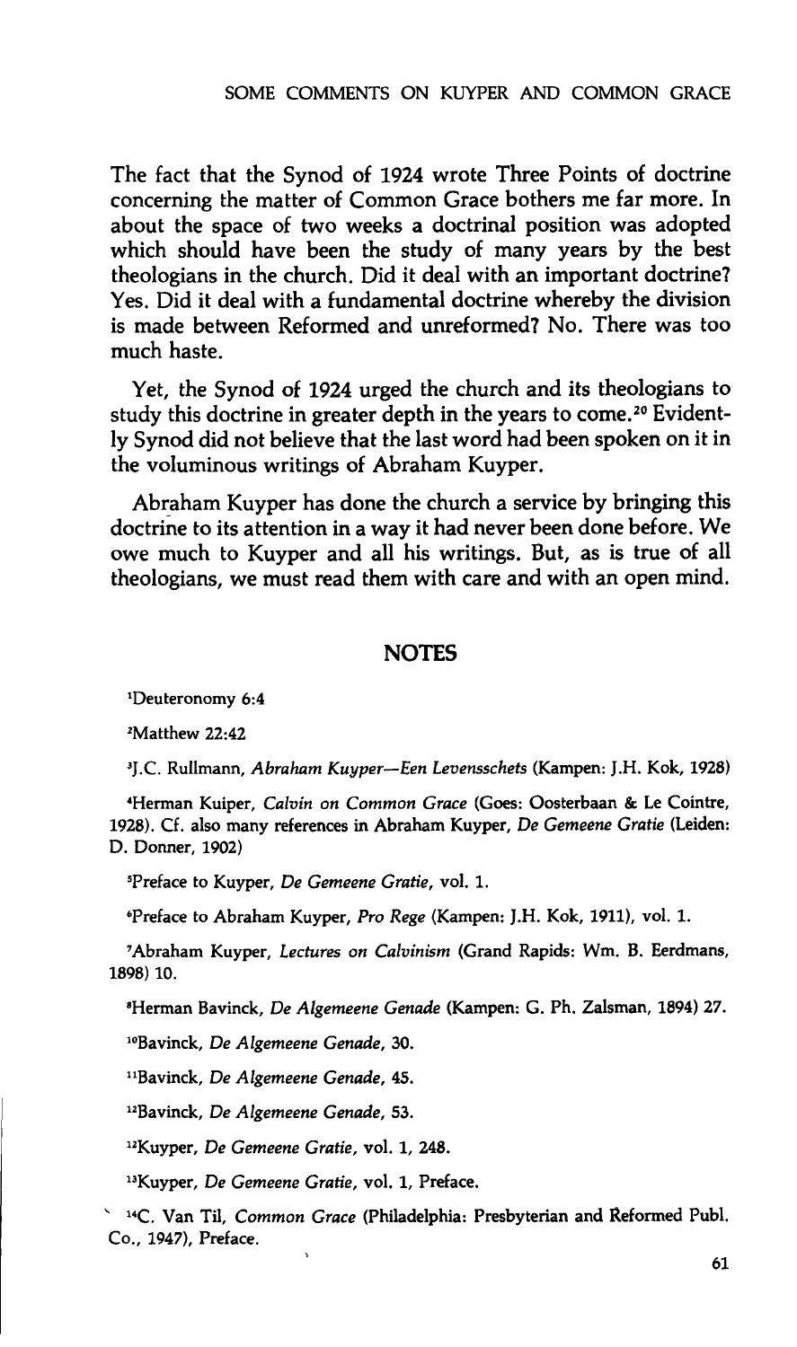The fact that the Synod of 1924 wrote Three Points of doctrine concerning the matter of Common Grace bothers me far more. In about the space of two weeks a doctrinal position was adopted which should have been the study of many years by the best theologians in the church. Did it deal with an important doctrine? Yes. Did it deal with a fundamental doctrine whereby the division is made between Reformed and unreformed? No. There was too much haste.

Yet, the Synod of 1924 urged the church and its theologians to study this doctrine in greater depth in the years to come.[20] Evidently Synod did not believe that the last word had been spoken on it in the voluminous writings of Abraham Kuyper.

Abraham Kuyper has done the church a service by bringing this doctrine to its attention in a way it had never been done before. We owe much to Kuyper and all his writings. But, as is true of all theologians, we must read them with care and with an open mind.

## NOTES

[1]Deuteronomy 6:4

[2]Matthew 22:42

[3]J.C. Rullmann, *Abraham Kuyper—Een Levensschets* (Kampen: J.H. Kok, 1928)

[4]Herman Kuiper, *Calvin on Common Grace* (Goes: Oosterbaan & Le Cointre, 1928). Cf. also many references in Abraham Kuyper, *De Gemeene Gratie* (Leiden: D. Donner, 1902)

[5]Preface to Kuyper, *De Gemeene Gratie*, vol. 1.

[6]Preface to Abraham Kuyper, *Pro Rege* (Kampen: J.H. Kok, 1911), vol. 1.

[7]Abraham Kuyper, *Lectures on Calvinism* (Grand Rapids: Wm. B. Eerdmans, 1898) 10.

[8]Herman Bavinck, *De Algemeene Genade* (Kampen: G. Ph. Zalsman, 1894) 27.

[10]Bavinck, *De Algemeene Genade*, 30.

[11]Bavinck, *De Algemeene Genade*, 45.

[12]Bavinck, *De Algemeene Genade*, 53.

[12]Kuyper, *De Gemeene Gratie*, vol. 1, 248.

[13]Kuyper, *De Gemeene Gratie*, vol. 1, Preface.

[14]C. Van Til, *Common Grace* (Philadelphia: Presbyterian and Reformed Publ. Co., 1947), Preface.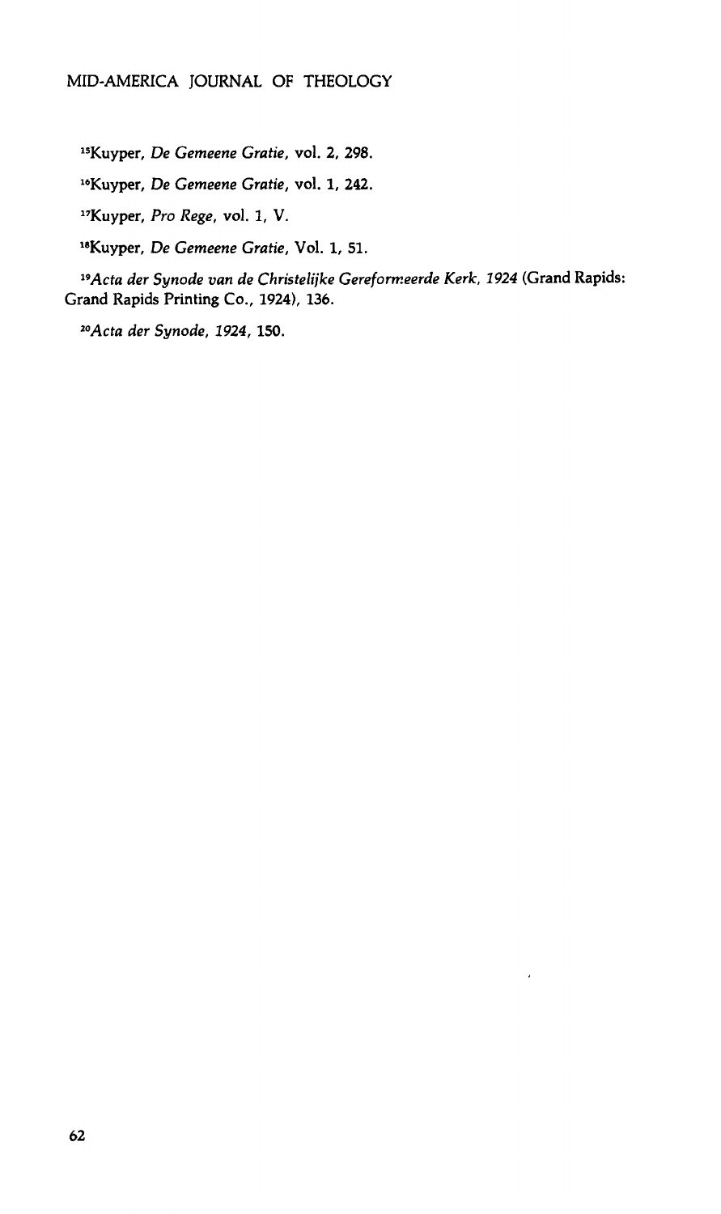[15]Kuyper, *De Gemeene Gratie*, vol. 2, 298.

[16]Kuyper, *De Gemeene Gratie*, vol. 1, 242.

[17]Kuyper, *Pro Rege*, vol. 1, V.

[18]Kuyper, *De Gemeene Gratie*, Vol. 1, 51.

[19]*Acta der Synode van de Christelijke Gereformeerde Kerk, 1924* (Grand Rapids: Grand Rapids Printing Co., 1924), 136.

[20]*Acta der Synode, 1924*, 150.